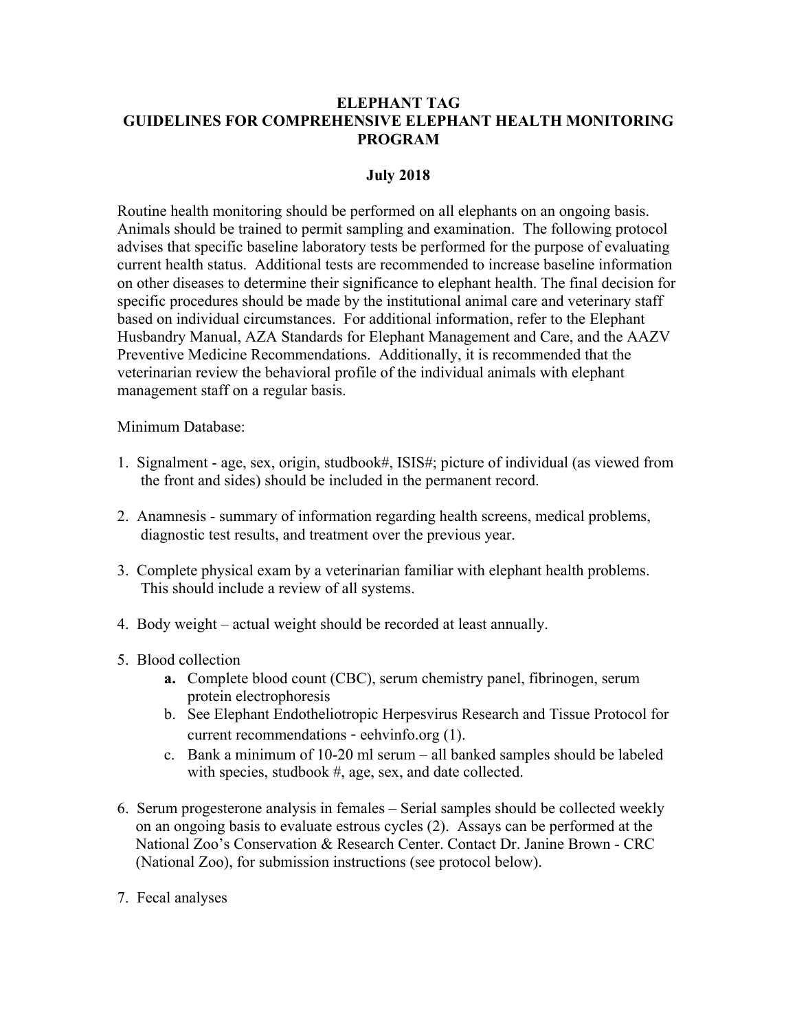# ELEPHANT TAG
# GUIDELINES FOR COMPREHENSIVE ELEPHANT HEALTH MONITORING PROGRAM

**July 2018**

Routine health monitoring should be performed on all elephants on an ongoing basis. Animals should be trained to permit sampling and examination. The following protocol advises that specific baseline laboratory tests be performed for the purpose of evaluating current health status. Additional tests are recommended to increase baseline information on other diseases to determine their significance to elephant health. The final decision for specific procedures should be made by the institutional animal care and veterinary staff based on individual circumstances. For additional information, refer to the Elephant Husbandry Manual, AZA Standards for Elephant Management and Care, and the AAZV Preventive Medicine Recommendations. Additionally, it is recommended that the veterinarian review the behavioral profile of the individual animals with elephant management staff on a regular basis.

Minimum Database:

1. Signalment - age, sex, origin, studbook#, ISIS#; picture of individual (as viewed from the front and sides) should be included in the permanent record.

2. Anamnesis - summary of information regarding health screens, medical problems, diagnostic test results, and treatment over the previous year.

3. Complete physical exam by a veterinarian familiar with elephant health problems. This should include a review of all systems.

4. Body weight – actual weight should be recorded at least annually.

5. Blood collection
   - **a.** Complete blood count (CBC), serum chemistry panel, fibrinogen, serum protein electrophoresis
   - b. See Elephant Endotheliotropic Herpesvirus Research and Tissue Protocol for current recommendations - eehvinfo.org (1).
   - c. Bank a minimum of 10-20 ml serum – all banked samples should be labeled with species, studbook #, age, sex, and date collected.

6. Serum progesterone analysis in females – Serial samples should be collected weekly on an ongoing basis to evaluate estrous cycles (2). Assays can be performed at the National Zoo's Conservation & Research Center. Contact Dr. Janine Brown - CRC (National Zoo), for submission instructions (see protocol below).

7. Fecal analyses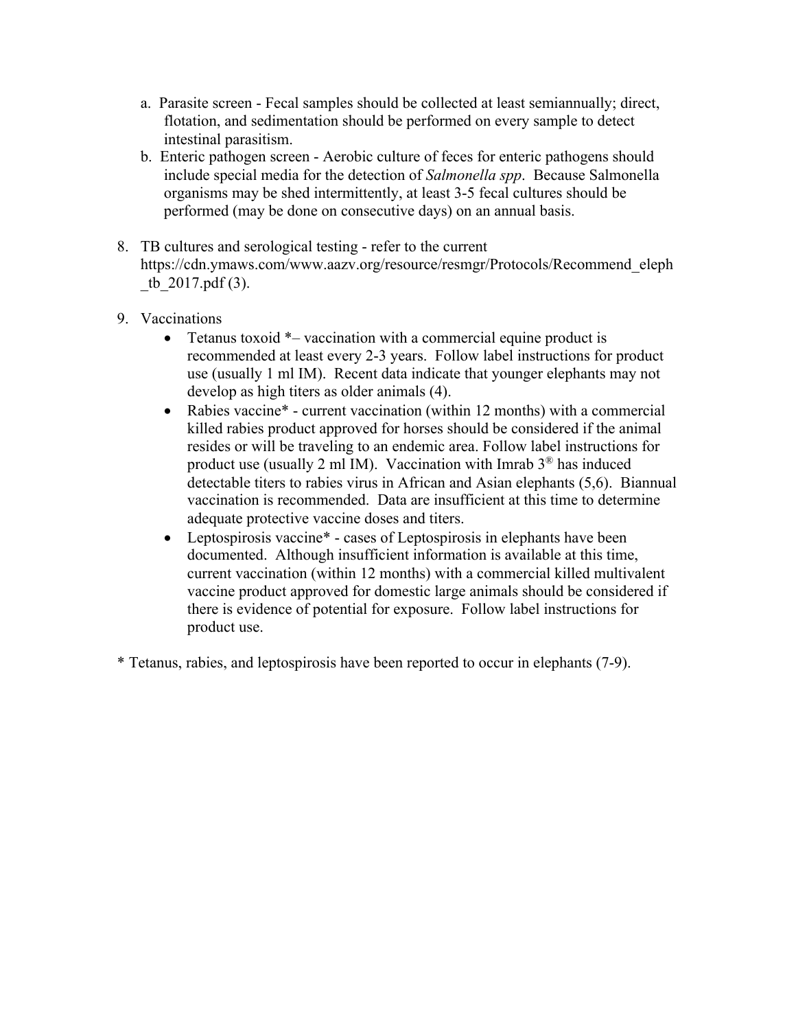a. Parasite screen - Fecal samples should be collected at least semiannually; direct, flotation, and sedimentation should be performed on every sample to detect intestinal parasitism.
   b. Enteric pathogen screen - Aerobic culture of feces for enteric pathogens should include special media for the detection of *Salmonella spp*. Because Salmonella organisms may be shed intermittently, at least 3-5 fecal cultures should be performed (may be done on consecutive days) on an annual basis.

8. TB cultures and serological testing - refer to the current https://cdn.ymaws.com/www.aazv.org/resource/resmgr/Protocols/Recommend_eleph_tb_2017.pdf (3).

9. Vaccinations
   - Tetanus toxoid *– vaccination with a commercial equine product is recommended at least every 2-3 years. Follow label instructions for product use (usually 1 ml IM). Recent data indicate that younger elephants may not develop as high titers as older animals (4).
   - Rabies vaccine* - current vaccination (within 12 months) with a commercial killed rabies product approved for horses should be considered if the animal resides or will be traveling to an endemic area. Follow label instructions for product use (usually 2 ml IM). Vaccination with Imrab 3® has induced detectable titers to rabies virus in African and Asian elephants (5,6). Biannual vaccination is recommended. Data are insufficient at this time to determine adequate protective vaccine doses and titers.
   - Leptospirosis vaccine* - cases of Leptospirosis in elephants have been documented. Although insufficient information is available at this time, current vaccination (within 12 months) with a commercial killed multivalent vaccine product approved for domestic large animals should be considered if there is evidence of potential for exposure. Follow label instructions for product use.

\* Tetanus, rabies, and leptospirosis have been reported to occur in elephants (7-9).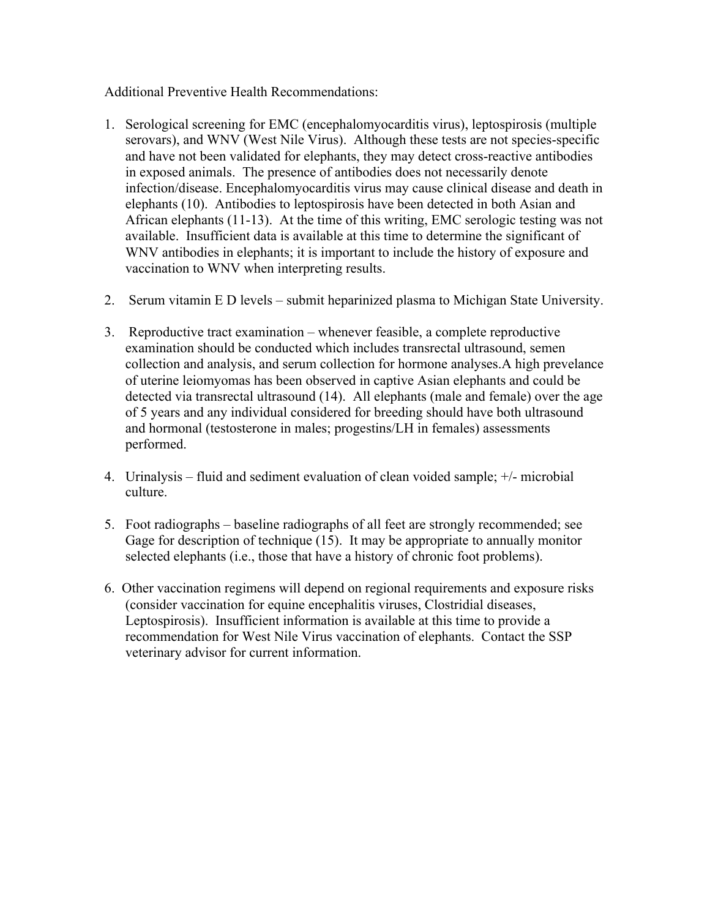Additional Preventive Health Recommendations:

1. Serological screening for EMC (encephalomyocarditis virus), leptospirosis (multiple serovars), and WNV (West Nile Virus). Although these tests are not species-specific and have not been validated for elephants, they may detect cross-reactive antibodies in exposed animals. The presence of antibodies does not necessarily denote infection/disease. Encephalomyocarditis virus may cause clinical disease and death in elephants (10). Antibodies to leptospirosis have been detected in both Asian and African elephants (11-13). At the time of this writing, EMC serologic testing was not available. Insufficient data is available at this time to determine the significant of WNV antibodies in elephants; it is important to include the history of exposure and vaccination to WNV when interpreting results.

2. Serum vitamin E D levels – submit heparinized plasma to Michigan State University.

3. Reproductive tract examination – whenever feasible, a complete reproductive examination should be conducted which includes transrectal ultrasound, semen collection and analysis, and serum collection for hormone analyses.A high prevelance of uterine leiomyomas has been observed in captive Asian elephants and could be detected via transrectal ultrasound (14). All elephants (male and female) over the age of 5 years and any individual considered for breeding should have both ultrasound and hormonal (testosterone in males; progestins/LH in females) assessments performed.

4. Urinalysis – fluid and sediment evaluation of clean voided sample; +/- microbial culture.

5. Foot radiographs – baseline radiographs of all feet are strongly recommended; see Gage for description of technique (15). It may be appropriate to annually monitor selected elephants (i.e., those that have a history of chronic foot problems).

6. Other vaccination regimens will depend on regional requirements and exposure risks (consider vaccination for equine encephalitis viruses, Clostridial diseases, Leptospirosis). Insufficient information is available at this time to provide a recommendation for West Nile Virus vaccination of elephants. Contact the SSP veterinary advisor for current information.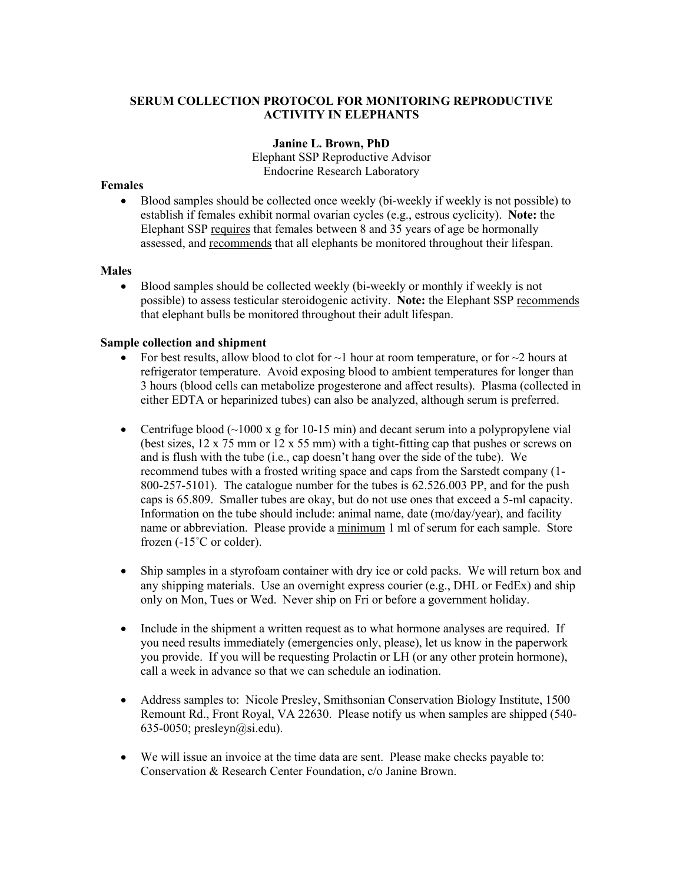# SERUM COLLECTION PROTOCOL FOR MONITORING REPRODUCTIVE ACTIVITY IN ELEPHANTS

**Janine L. Brown, PhD**
Elephant SSP Reproductive Advisor
Endocrine Research Laboratory

### Females

- Blood samples should be collected once weekly (bi-weekly if weekly is not possible) to establish if females exhibit normal ovarian cycles (e.g., estrous cyclicity). **Note:** the Elephant SSP <u>requires</u> that females between 8 and 35 years of age be hormonally assessed, and <u>recommends</u> that all elephants be monitored throughout their lifespan.

### Males

- Blood samples should be collected weekly (bi-weekly or monthly if weekly is not possible) to assess testicular steroidogenic activity. **Note:** the Elephant SSP <u>recommends</u> that elephant bulls be monitored throughout their adult lifespan.

### Sample collection and shipment

- For best results, allow blood to clot for ~1 hour at room temperature, or for ~2 hours at refrigerator temperature. Avoid exposing blood to ambient temperatures for longer than 3 hours (blood cells can metabolize progesterone and affect results). Plasma (collected in either EDTA or heparinized tubes) can also be analyzed, although serum is preferred.

- Centrifuge blood (~1000 x g for 10-15 min) and decant serum into a polypropylene vial (best sizes, 12 x 75 mm or 12 x 55 mm) with a tight-fitting cap that pushes or screws on and is flush with the tube (i.e., cap doesn't hang over the side of the tube). We recommend tubes with a frosted writing space and caps from the Sarstedt company (1-800-257-5101). The catalogue number for the tubes is 62.526.003 PP, and for the push caps is 65.809. Smaller tubes are okay, but do not use ones that exceed a 5-ml capacity. Information on the tube should include: animal name, date (mo/day/year), and facility name or abbreviation. Please provide a <u>minimum</u> 1 ml of serum for each sample. Store frozen (-15˚C or colder).

- Ship samples in a styrofoam container with dry ice or cold packs. We will return box and any shipping materials. Use an overnight express courier (e.g., DHL or FedEx) and ship only on Mon, Tues or Wed. Never ship on Fri or before a government holiday.

- Include in the shipment a written request as to what hormone analyses are required. If you need results immediately (emergencies only, please), let us know in the paperwork you provide. If you will be requesting Prolactin or LH (or any other protein hormone), call a week in advance so that we can schedule an iodination.

- Address samples to: Nicole Presley, Smithsonian Conservation Biology Institute, 1500 Remount Rd., Front Royal, VA 22630. Please notify us when samples are shipped (540-635-0050; presleyn@si.edu).

- We will issue an invoice at the time data are sent. Please make checks payable to: Conservation & Research Center Foundation, c/o Janine Brown.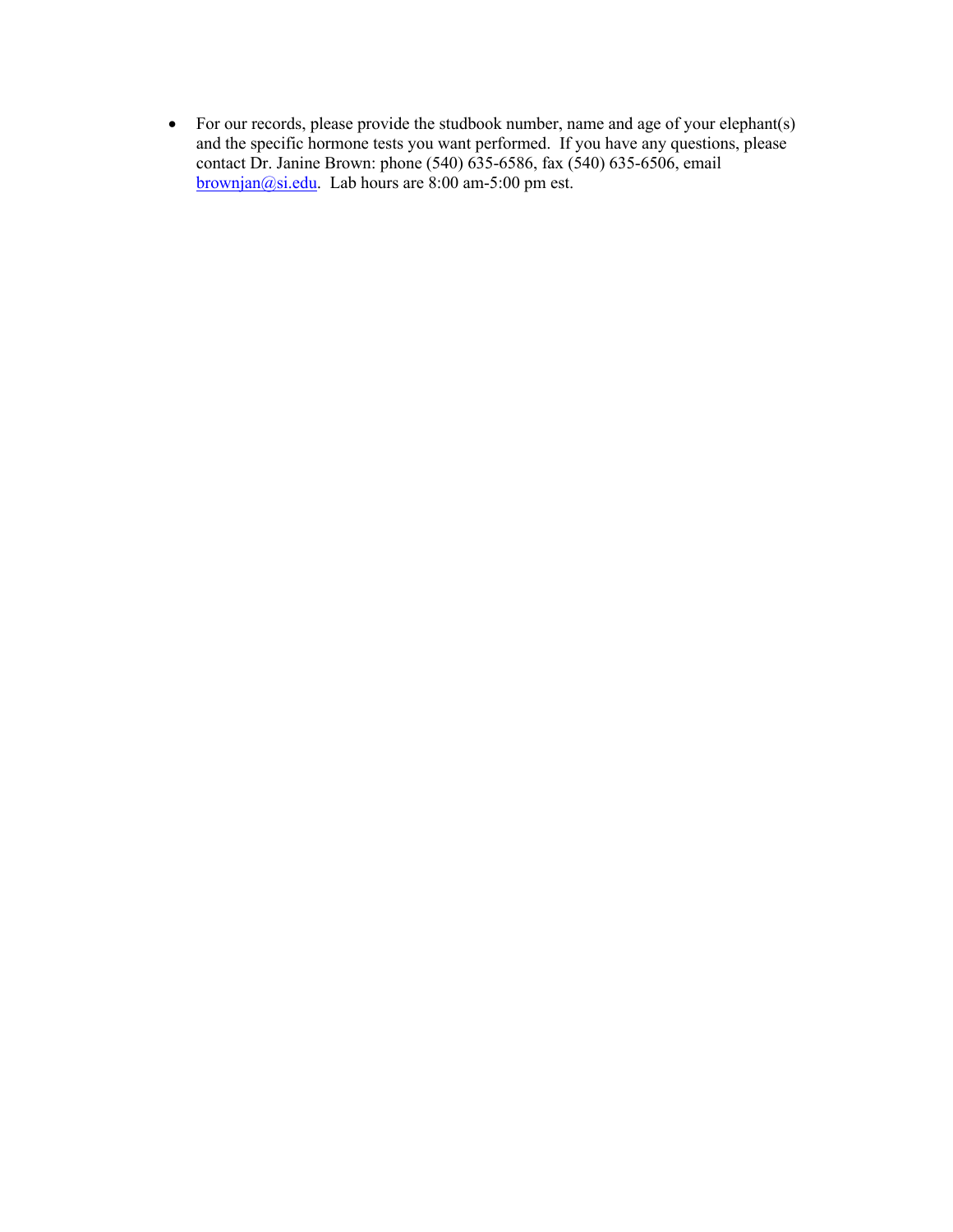- For our records, please provide the studbook number, name and age of your elephant(s) and the specific hormone tests you want performed. If you have any questions, please contact Dr. Janine Brown: phone (540) 635-6586, fax (540) 635-6506, email brownjan@si.edu. Lab hours are 8:00 am-5:00 pm est.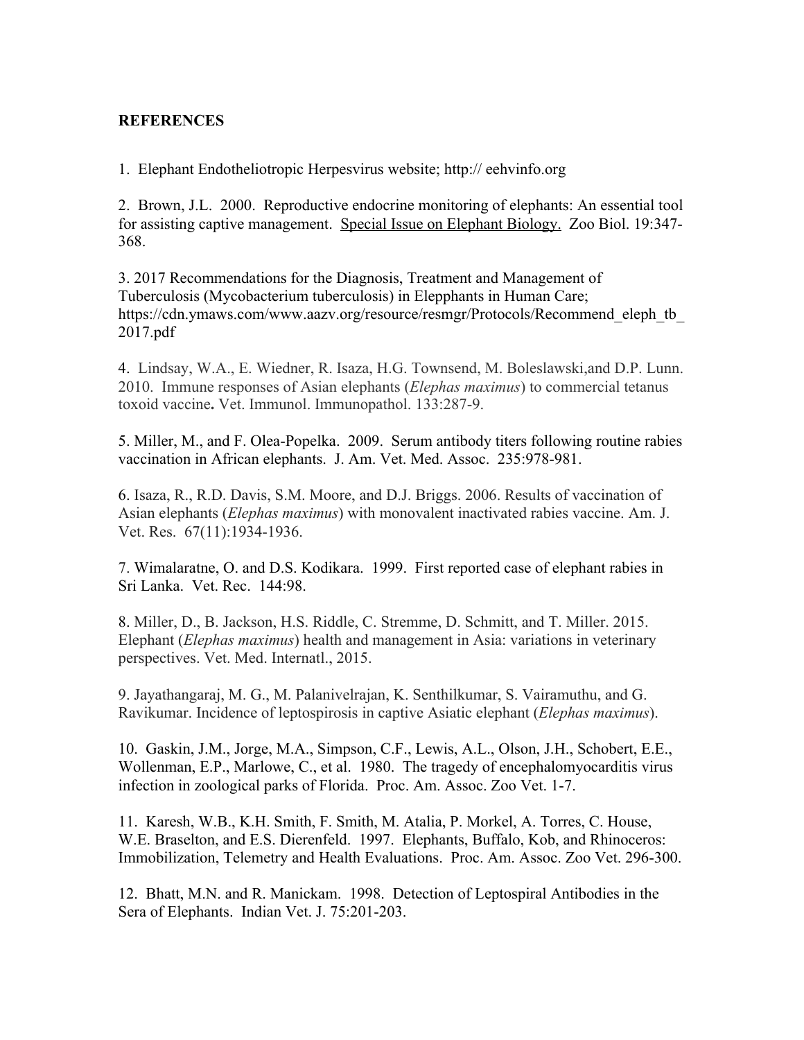**REFERENCES**

1. Elephant Endotheliotropic Herpesvirus website; http:// eehvinfo.org

2. Brown, J.L. 2000. Reproductive endocrine monitoring of elephants: An essential tool for assisting captive management. Special Issue on Elephant Biology. Zoo Biol. 19:347-368.

3. 2017 Recommendations for the Diagnosis, Treatment and Management of Tuberculosis (Mycobacterium tuberculosis) in Elepphants in Human Care; https://cdn.ymaws.com/www.aazv.org/resource/resmgr/Protocols/Recommend_eleph_tb_2017.pdf

4. Lindsay, W.A., E. Wiedner, R. Isaza, H.G. Townsend, M. Boleslawski,and D.P. Lunn. 2010. Immune responses of Asian elephants (*Elephas maximus*) to commercial tetanus toxoid vaccine**.** Vet. Immunol. Immunopathol. 133:287-9.

5. Miller, M., and F. Olea-Popelka. 2009. Serum antibody titers following routine rabies vaccination in African elephants. J. Am. Vet. Med. Assoc. 235:978-981.

6. Isaza, R., R.D. Davis, S.M. Moore, and D.J. Briggs. 2006. Results of vaccination of Asian elephants (*Elephas maximus*) with monovalent inactivated rabies vaccine. Am. J. Vet. Res. 67(11):1934-1936.

7. Wimalaratne, O. and D.S. Kodikara. 1999. First reported case of elephant rabies in Sri Lanka. Vet. Rec. 144:98.

8. Miller, D., B. Jackson, H.S. Riddle, C. Stremme, D. Schmitt, and T. Miller. 2015. Elephant (*Elephas maximus*) health and management in Asia: variations in veterinary perspectives. Vet. Med. Internatl., 2015.

9. Jayathangaraj, M. G., M. Palanivelrajan, K. Senthilkumar, S. Vairamuthu, and G. Ravikumar. Incidence of leptospirosis in captive Asiatic elephant (*Elephas maximus*).

10. Gaskin, J.M., Jorge, M.A., Simpson, C.F., Lewis, A.L., Olson, J.H., Schobert, E.E., Wollenman, E.P., Marlowe, C., et al. 1980. The tragedy of encephalomyocarditis virus infection in zoological parks of Florida. Proc. Am. Assoc. Zoo Vet. 1-7.

11. Karesh, W.B., K.H. Smith, F. Smith, M. Atalia, P. Morkel, A. Torres, C. House, W.E. Braselton, and E.S. Dierenfeld. 1997. Elephants, Buffalo, Kob, and Rhinoceros: Immobilization, Telemetry and Health Evaluations. Proc. Am. Assoc. Zoo Vet. 296-300.

12. Bhatt, M.N. and R. Manickam. 1998. Detection of Leptospiral Antibodies in the Sera of Elephants. Indian Vet. J. 75:201-203.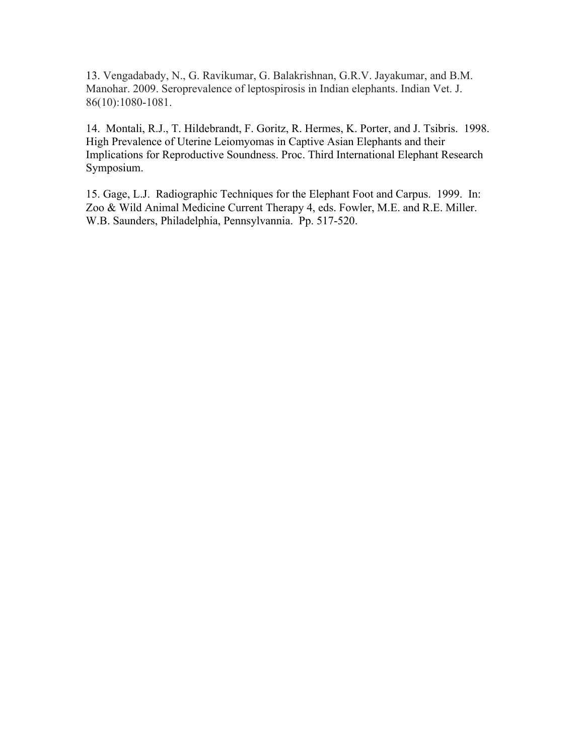13. Vengadabady, N., G. Ravikumar, G. Balakrishnan, G.R.V. Jayakumar, and B.M. Manohar. 2009. Seroprevalence of leptospirosis in Indian elephants. Indian Vet. J. 86(10):1080-1081.

14. Montali, R.J., T. Hildebrandt, F. Goritz, R. Hermes, K. Porter, and J. Tsibris. 1998. High Prevalence of Uterine Leiomyomas in Captive Asian Elephants and their Implications for Reproductive Soundness. Proc. Third International Elephant Research Symposium.

15. Gage, L.J. Radiographic Techniques for the Elephant Foot and Carpus. 1999. In: Zoo & Wild Animal Medicine Current Therapy 4, eds. Fowler, M.E. and R.E. Miller. W.B. Saunders, Philadelphia, Pennsylvannia. Pp. 517-520.